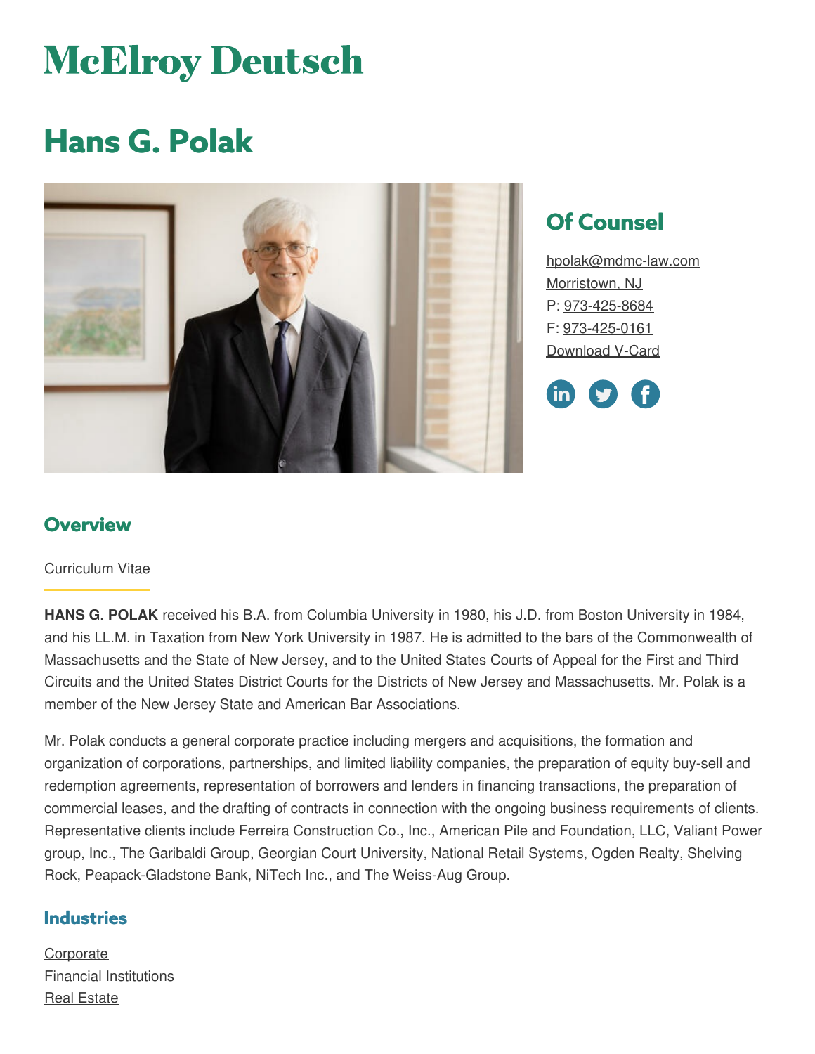# McElroy Deutsch

# Hans G. Polak

## Of Counsel

hpolak@mdmc-law.com
Morristown, NJ
P: 973-425-8684
F: 973-425-0161
Download V-Card

## Overview

Curriculum Vitae

**HANS G. POLAK** received his B.A. from Columbia University in 1980, his J.D. from Boston University in 1984, and his LL.M. in Taxation from New York University in 1987. He is admitted to the bars of the Commonwealth of Massachusetts and the State of New Jersey, and to the United States Courts of Appeal for the First and Third Circuits and the United States District Courts for the Districts of New Jersey and Massachusetts. Mr. Polak is a member of the New Jersey State and American Bar Associations.

Mr. Polak conducts a general corporate practice including mergers and acquisitions, the formation and organization of corporations, partnerships, and limited liability companies, the preparation of equity buy-sell and redemption agreements, representation of borrowers and lenders in financing transactions, the preparation of commercial leases, and the drafting of contracts in connection with the ongoing business requirements of clients. Representative clients include Ferreira Construction Co., Inc., American Pile and Foundation, LLC, Valiant Power group, Inc., The Garibaldi Group, Georgian Court University, National Retail Systems, Ogden Realty, Shelving Rock, Peapack-Gladstone Bank, NiTech Inc., and The Weiss-Aug Group.

## Industries

Corporate
Financial Institutions
Real Estate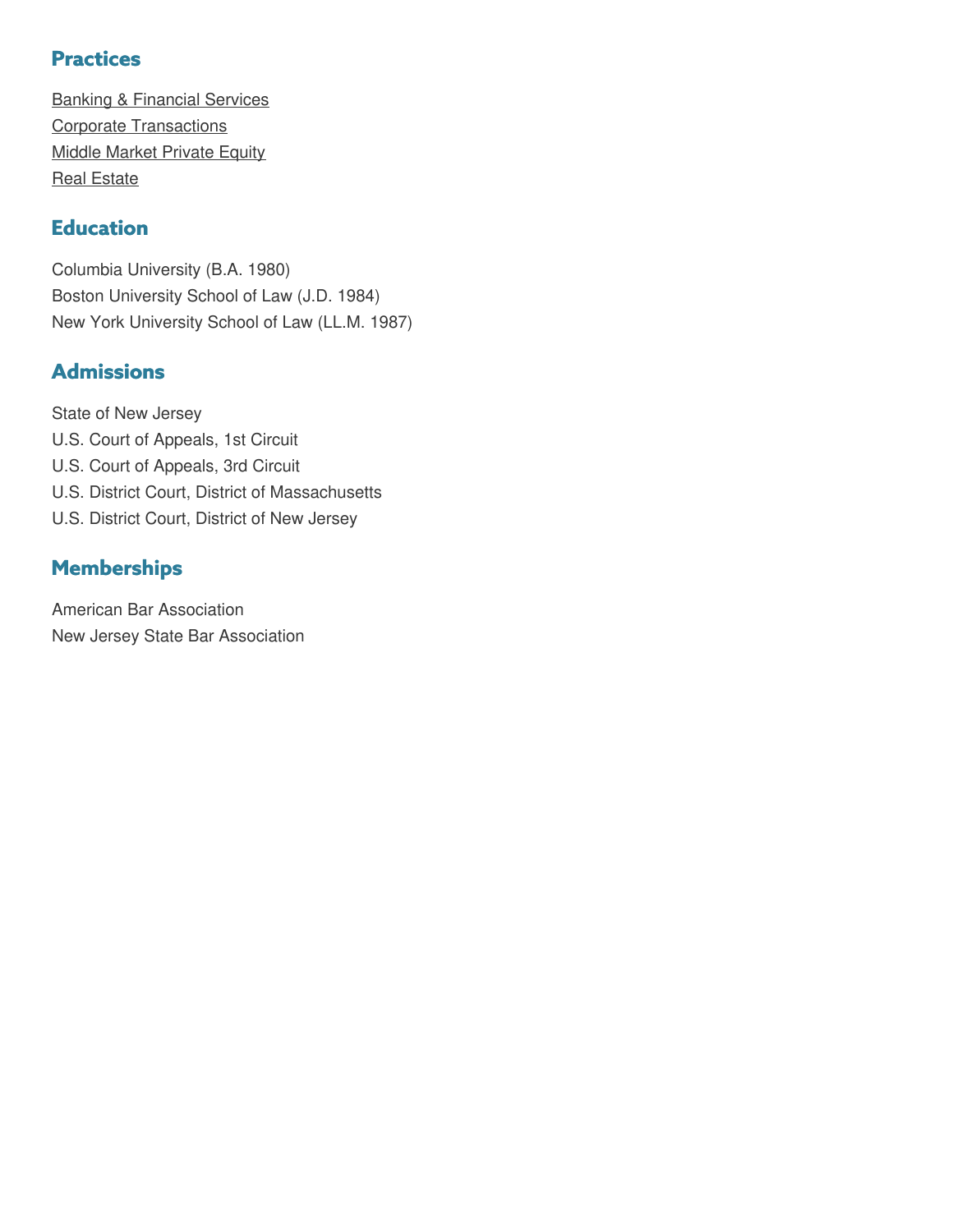## Practices

Banking & Financial Services
Corporate Transactions
Middle Market Private Equity
Real Estate

## Education

Columbia University (B.A. 1980)
Boston University School of Law (J.D. 1984)
New York University School of Law (LL.M. 1987)

## Admissions

State of New Jersey
U.S. Court of Appeals, 1st Circuit
U.S. Court of Appeals, 3rd Circuit
U.S. District Court, District of Massachusetts
U.S. District Court, District of New Jersey

## Memberships

American Bar Association
New Jersey State Bar Association